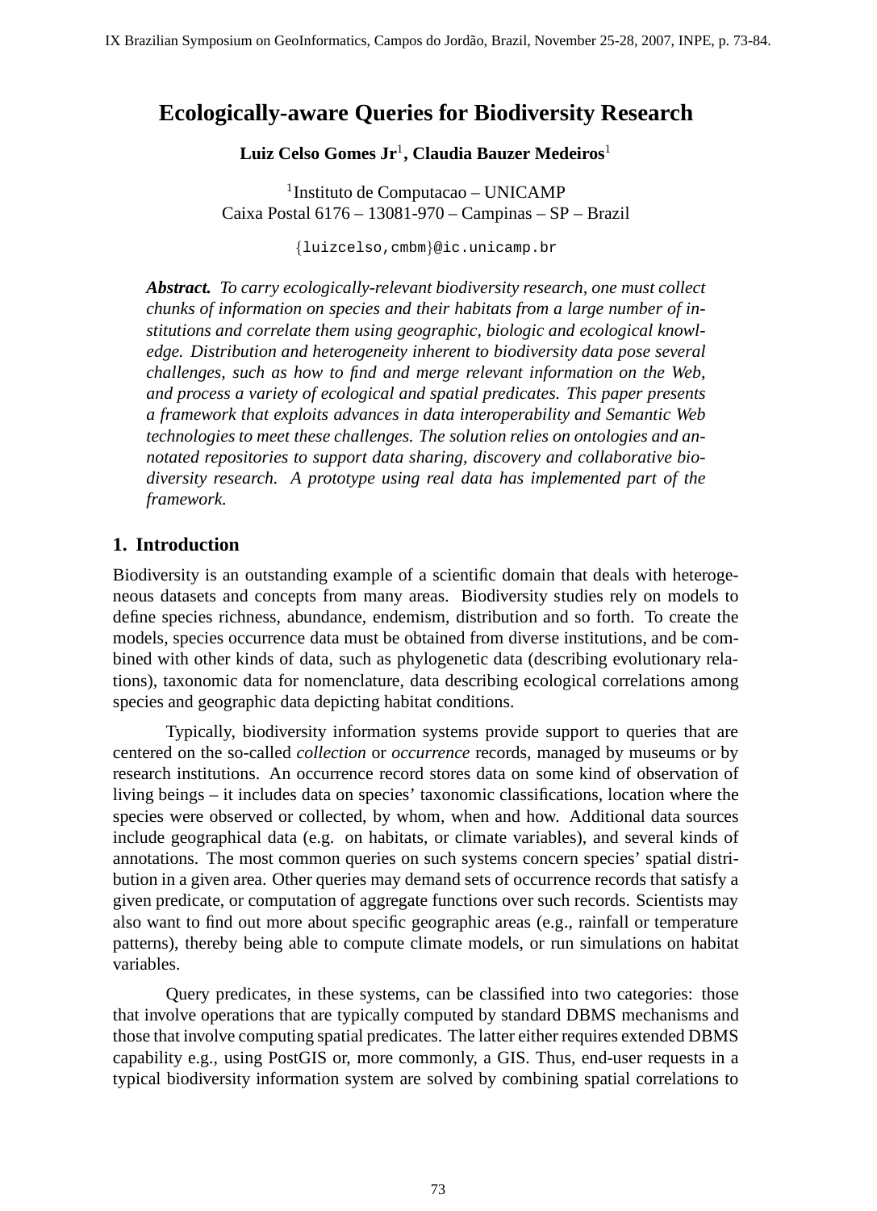# Ecologically-aware Queries for Biodiversity Research

**Luiz Celso Gomes Jr[1], Claudia Bauzer Medeiros[1]**

[1]Instituto de Computacao – UNICAMP
Caixa Postal 6176 – 13081-970 – Campinas – SP – Brazil

{luizcelso,cmbm}@ic.unicamp.br

***Abstract.*** *To carry ecologically-relevant biodiversity research, one must collect chunks of information on species and their habitats from a large number of institutions and correlate them using geographic, biologic and ecological knowledge. Distribution and heterogeneity inherent to biodiversity data pose several challenges, such as how to find and merge relevant information on the Web, and process a variety of ecological and spatial predicates. This paper presents a framework that exploits advances in data interoperability and Semantic Web technologies to meet these challenges. The solution relies on ontologies and annotated repositories to support data sharing, discovery and collaborative biodiversity research. A prototype using real data has implemented part of the framework.*

## 1. Introduction

Biodiversity is an outstanding example of a scientific domain that deals with heterogeneous datasets and concepts from many areas. Biodiversity studies rely on models to define species richness, abundance, endemism, distribution and so forth. To create the models, species occurrence data must be obtained from diverse institutions, and be combined with other kinds of data, such as phylogenetic data (describing evolutionary relations), taxonomic data for nomenclature, data describing ecological correlations among species and geographic data depicting habitat conditions.

Typically, biodiversity information systems provide support to queries that are centered on the so-called *collection* or *occurrence* records, managed by museums or by research institutions. An occurrence record stores data on some kind of observation of living beings – it includes data on species' taxonomic classifications, location where the species were observed or collected, by whom, when and how. Additional data sources include geographical data (e.g. on habitats, or climate variables), and several kinds of annotations. The most common queries on such systems concern species' spatial distribution in a given area. Other queries may demand sets of occurrence records that satisfy a given predicate, or computation of aggregate functions over such records. Scientists may also want to find out more about specific geographic areas (e.g., rainfall or temperature patterns), thereby being able to compute climate models, or run simulations on habitat variables.

Query predicates, in these systems, can be classified into two categories: those that involve operations that are typically computed by standard DBMS mechanisms and those that involve computing spatial predicates. The latter either requires extended DBMS capability e.g., using PostGIS or, more commonly, a GIS. Thus, end-user requests in a typical biodiversity information system are solved by combining spatial correlations to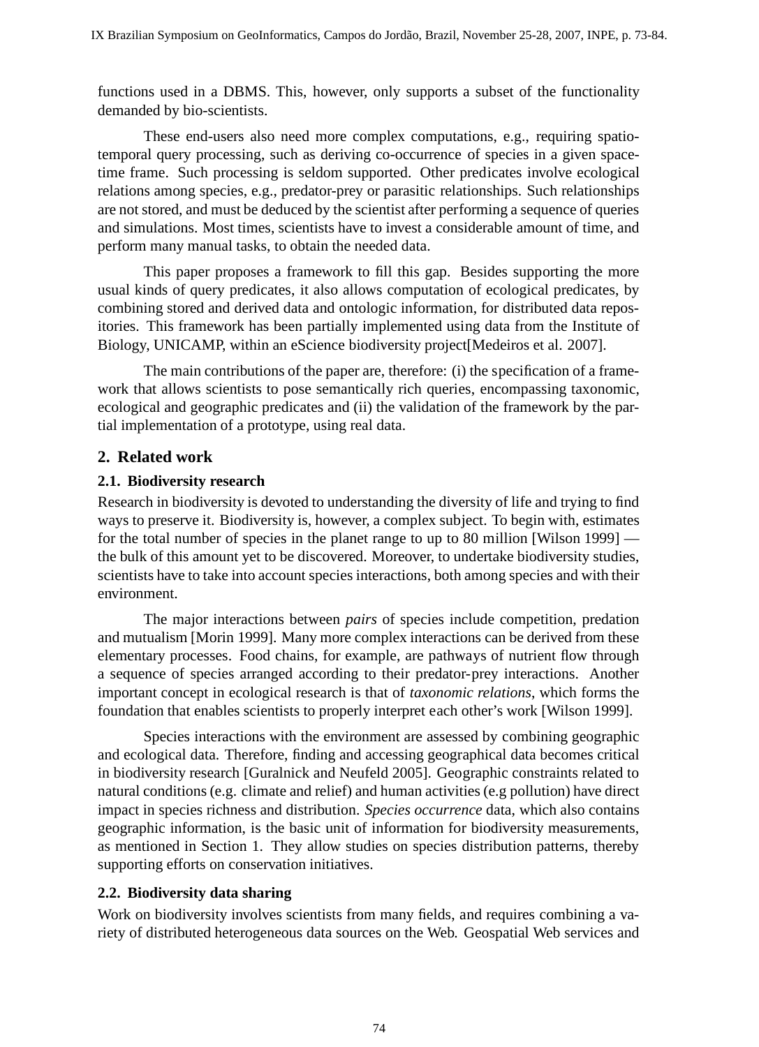functions used in a DBMS. This, however, only supports a subset of the functionality demanded by bio-scientists.

These end-users also need more complex computations, e.g., requiring spatio-temporal query processing, such as deriving co-occurrence of species in a given space-time frame. Such processing is seldom supported. Other predicates involve ecological relations among species, e.g., predator-prey or parasitic relationships. Such relationships are not stored, and must be deduced by the scientist after performing a sequence of queries and simulations. Most times, scientists have to invest a considerable amount of time, and perform many manual tasks, to obtain the needed data.

This paper proposes a framework to fill this gap. Besides supporting the more usual kinds of query predicates, it also allows computation of ecological predicates, by combining stored and derived data and ontologic information, for distributed data repositories. This framework has been partially implemented using data from the Institute of Biology, UNICAMP, within an eScience biodiversity project[Medeiros et al. 2007].

The main contributions of the paper are, therefore: (i) the specification of a framework that allows scientists to pose semantically rich queries, encompassing taxonomic, ecological and geographic predicates and (ii) the validation of the framework by the partial implementation of a prototype, using real data.

## 2. Related work

### 2.1. Biodiversity research

Research in biodiversity is devoted to understanding the diversity of life and trying to find ways to preserve it. Biodiversity is, however, a complex subject. To begin with, estimates for the total number of species in the planet range to up to 80 million [Wilson 1999] — the bulk of this amount yet to be discovered. Moreover, to undertake biodiversity studies, scientists have to take into account species interactions, both among species and with their environment.

The major interactions between *pairs* of species include competition, predation and mutualism [Morin 1999]. Many more complex interactions can be derived from these elementary processes. Food chains, for example, are pathways of nutrient flow through a sequence of species arranged according to their predator-prey interactions. Another important concept in ecological research is that of *taxonomic relations*, which forms the foundation that enables scientists to properly interpret each other's work [Wilson 1999].

Species interactions with the environment are assessed by combining geographic and ecological data. Therefore, finding and accessing geographical data becomes critical in biodiversity research [Guralnick and Neufeld 2005]. Geographic constraints related to natural conditions (e.g. climate and relief) and human activities (e.g pollution) have direct impact in species richness and distribution. *Species occurrence* data, which also contains geographic information, is the basic unit of information for biodiversity measurements, as mentioned in Section 1. They allow studies on species distribution patterns, thereby supporting efforts on conservation initiatives.

### 2.2. Biodiversity data sharing

Work on biodiversity involves scientists from many fields, and requires combining a variety of distributed heterogeneous data sources on the Web. Geospatial Web services and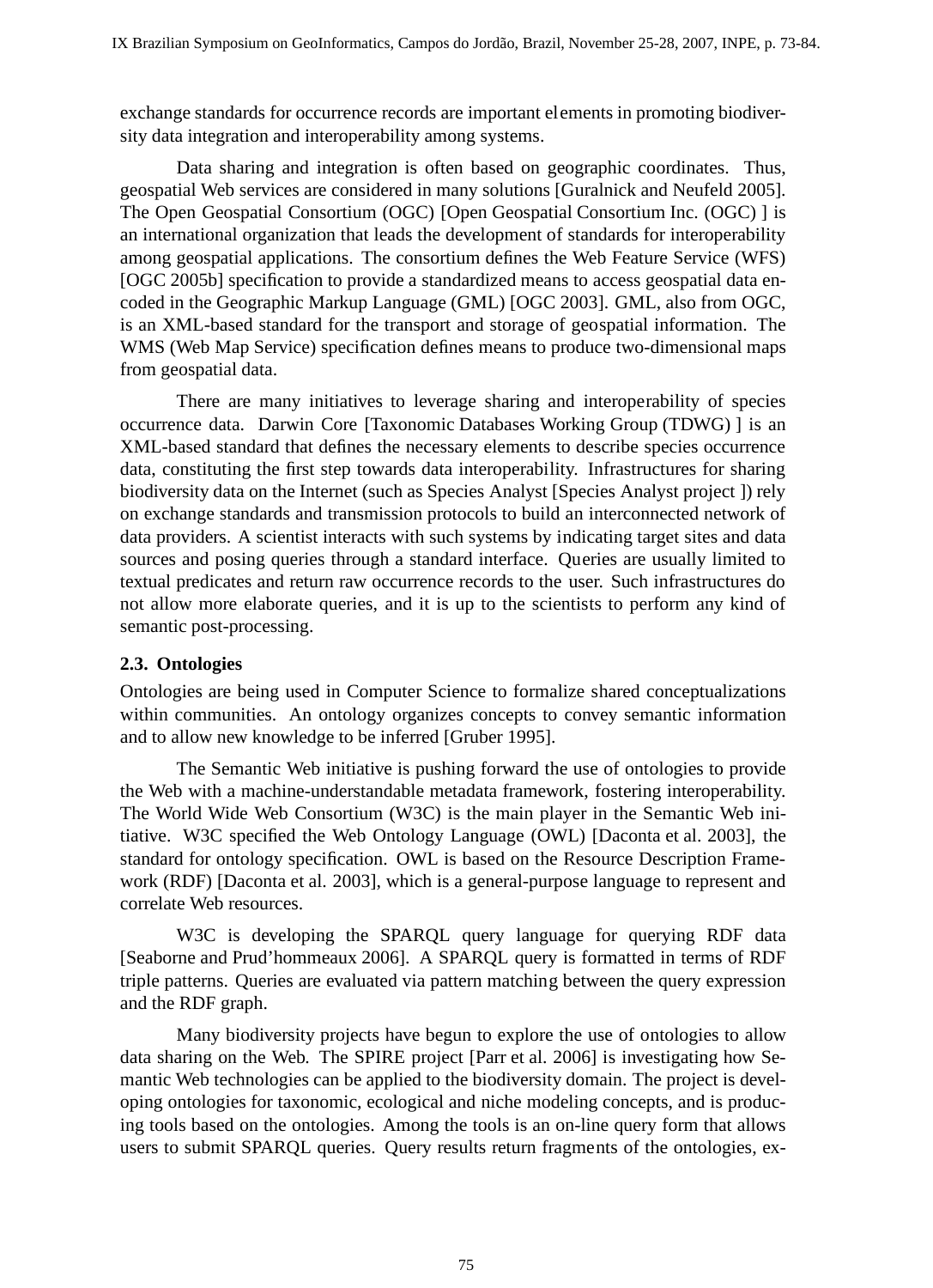exchange standards for occurrence records are important elements in promoting biodiversity data integration and interoperability among systems.

Data sharing and integration is often based on geographic coordinates. Thus, geospatial Web services are considered in many solutions [Guralnick and Neufeld 2005]. The Open Geospatial Consortium (OGC) [Open Geospatial Consortium Inc. (OGC) ] is an international organization that leads the development of standards for interoperability among geospatial applications. The consortium defines the Web Feature Service (WFS) [OGC 2005b] specification to provide a standardized means to access geospatial data encoded in the Geographic Markup Language (GML) [OGC 2003]. GML, also from OGC, is an XML-based standard for the transport and storage of geospatial information. The WMS (Web Map Service) specification defines means to produce two-dimensional maps from geospatial data.

There are many initiatives to leverage sharing and interoperability of species occurrence data. Darwin Core [Taxonomic Databases Working Group (TDWG) ] is an XML-based standard that defines the necessary elements to describe species occurrence data, constituting the first step towards data interoperability. Infrastructures for sharing biodiversity data on the Internet (such as Species Analyst [Species Analyst project ]) rely on exchange standards and transmission protocols to build an interconnected network of data providers. A scientist interacts with such systems by indicating target sites and data sources and posing queries through a standard interface. Queries are usually limited to textual predicates and return raw occurrence records to the user. Such infrastructures do not allow more elaborate queries, and it is up to the scientists to perform any kind of semantic post-processing.

### 2.3. Ontologies

Ontologies are being used in Computer Science to formalize shared conceptualizations within communities. An ontology organizes concepts to convey semantic information and to allow new knowledge to be inferred [Gruber 1995].

The Semantic Web initiative is pushing forward the use of ontologies to provide the Web with a machine-understandable metadata framework, fostering interoperability. The World Wide Web Consortium (W3C) is the main player in the Semantic Web initiative. W3C specified the Web Ontology Language (OWL) [Daconta et al. 2003], the standard for ontology specification. OWL is based on the Resource Description Framework (RDF) [Daconta et al. 2003], which is a general-purpose language to represent and correlate Web resources.

W3C is developing the SPARQL query language for querying RDF data [Seaborne and Prud'hommeaux 2006]. A SPARQL query is formatted in terms of RDF triple patterns. Queries are evaluated via pattern matching between the query expression and the RDF graph.

Many biodiversity projects have begun to explore the use of ontologies to allow data sharing on the Web. The SPIRE project [Parr et al. 2006] is investigating how Semantic Web technologies can be applied to the biodiversity domain. The project is developing ontologies for taxonomic, ecological and niche modeling concepts, and is producing tools based on the ontologies. Among the tools is an on-line query form that allows users to submit SPARQL queries. Query results return fragments of the ontologies, ex-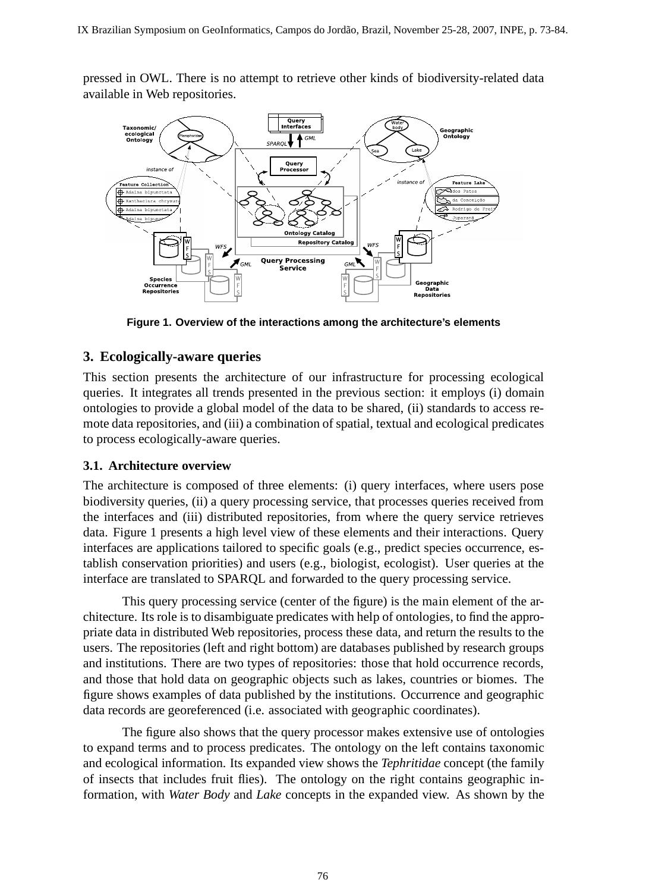pressed in OWL. There is no attempt to retrieve other kinds of biodiversity-related data available in Web repositories.

**Figure 1. Overview of the interactions among the architecture's elements**

## 3. Ecologically-aware queries

This section presents the architecture of our infrastructure for processing ecological queries. It integrates all trends presented in the previous section: it employs (i) domain ontologies to provide a global model of the data to be shared, (ii) standards to access remote data repositories, and (iii) a combination of spatial, textual and ecological predicates to process ecologically-aware queries.

### 3.1. Architecture overview

The architecture is composed of three elements: (i) query interfaces, where users pose biodiversity queries, (ii) a query processing service, that processes queries received from the interfaces and (iii) distributed repositories, from where the query service retrieves data. Figure 1 presents a high level view of these elements and their interactions. Query interfaces are applications tailored to specific goals (e.g., predict species occurrence, establish conservation priorities) and users (e.g., biologist, ecologist). User queries at the interface are translated to SPARQL and forwarded to the query processing service.

This query processing service (center of the figure) is the main element of the architecture. Its role is to disambiguate predicates with help of ontologies, to find the appropriate data in distributed Web repositories, process these data, and return the results to the users. The repositories (left and right bottom) are databases published by research groups and institutions. There are two types of repositories: those that hold occurrence records, and those that hold data on geographic objects such as lakes, countries or biomes. The figure shows examples of data published by the institutions. Occurrence and geographic data records are georeferenced (i.e. associated with geographic coordinates).

The figure also shows that the query processor makes extensive use of ontologies to expand terms and to process predicates. The ontology on the left contains taxonomic and ecological information. Its expanded view shows the *Tephritidae* concept (the family of insects that includes fruit flies). The ontology on the right contains geographic information, with *Water Body* and *Lake* concepts in the expanded view. As shown by the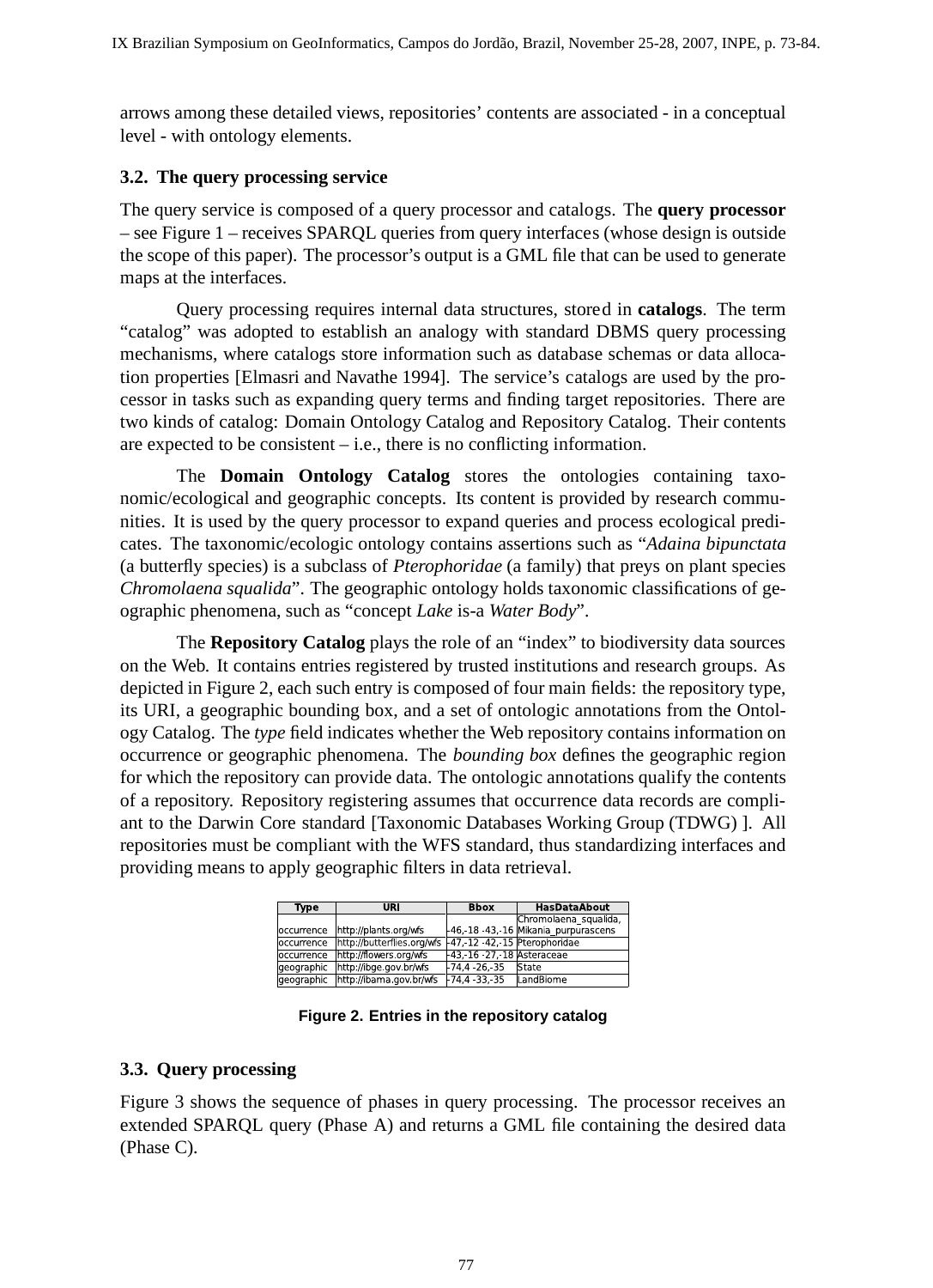arrows among these detailed views, repositories' contents are associated - in a conceptual level - with ontology elements.

### 3.2. The query processing service

The query service is composed of a query processor and catalogs. The **query processor** – see Figure 1 – receives SPARQL queries from query interfaces (whose design is outside the scope of this paper). The processor's output is a GML file that can be used to generate maps at the interfaces.

Query processing requires internal data structures, stored in **catalogs**. The term "catalog" was adopted to establish an analogy with standard DBMS query processing mechanisms, where catalogs store information such as database schemas or data allocation properties [Elmasri and Navathe 1994]. The service's catalogs are used by the processor in tasks such as expanding query terms and finding target repositories. There are two kinds of catalog: Domain Ontology Catalog and Repository Catalog. Their contents are expected to be consistent – i.e., there is no conflicting information.

The **Domain Ontology Catalog** stores the ontologies containing taxonomic/ecological and geographic concepts. Its content is provided by research communities. It is used by the query processor to expand queries and process ecological predicates. The taxonomic/ecologic ontology contains assertions such as "*Adaina bipunctata* (a butterfly species) is a subclass of *Pterophoridae* (a family) that preys on plant species *Chromolaena squalida*". The geographic ontology holds taxonomic classifications of geographic phenomena, such as "concept *Lake* is-a *Water Body*".

The **Repository Catalog** plays the role of an "index" to biodiversity data sources on the Web. It contains entries registered by trusted institutions and research groups. As depicted in Figure 2, each such entry is composed of four main fields: the repository type, its URI, a geographic bounding box, and a set of ontologic annotations from the Ontology Catalog. The *type* field indicates whether the Web repository contains information on occurrence or geographic phenomena. The *bounding box* defines the geographic region for which the repository can provide data. The ontologic annotations qualify the contents of a repository. Repository registering assumes that occurrence data records are compliant to the Darwin Core standard [Taxonomic Databases Working Group (TDWG) ]. All repositories must be compliant with the WFS standard, thus standardizing interfaces and providing means to apply geographic filters in data retrieval.

| Type | URI | Bbox | HasDataAbout |
|---|---|---|---|
| occurrence | http://plants.org/wfs | -46,-18 -43,-16 | Chromolaena_squalida, Mikania_purpurascens |
| occurrence | http://butterflies.org/wfs | -47,-12 -42,-15 | Pterophoridae |
| occurrence | http://flowers.org/wfs | -43,-16 -27,-18 | Asteraceae |
| geographic | http://ibge.gov.br/wfs | -74,4 -26,-35 | State |
| geographic | http://ibama.gov.br/wfs | -74,4 -33,-35 | LandBiome |

**Figure 2. Entries in the repository catalog**

### 3.3. Query processing

Figure 3 shows the sequence of phases in query processing. The processor receives an extended SPARQL query (Phase A) and returns a GML file containing the desired data (Phase C).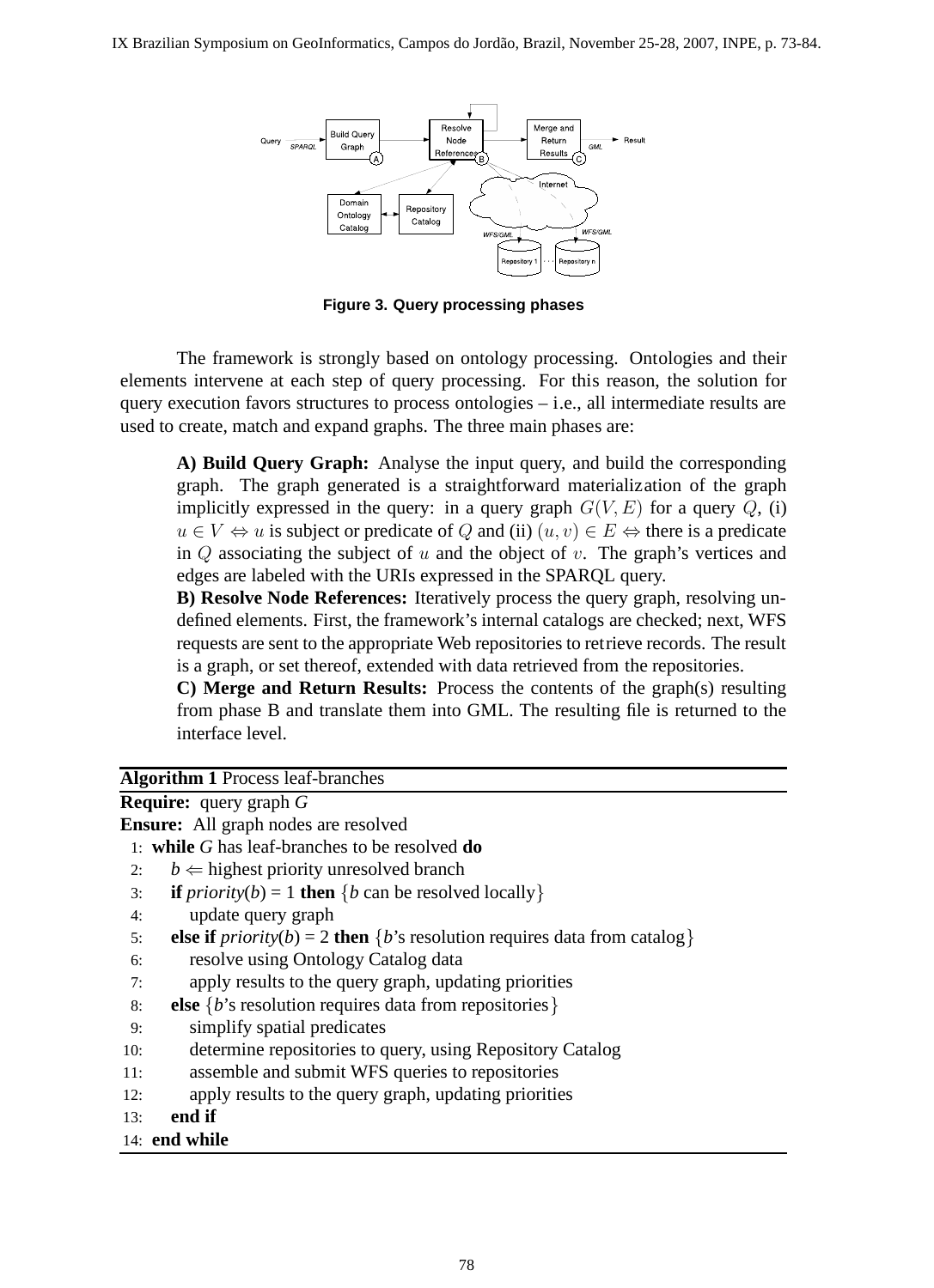**Figure 3. Query processing phases**

The framework is strongly based on ontology processing. Ontologies and their elements intervene at each step of query processing. For this reason, the solution for query execution favors structures to process ontologies – i.e., all intermediate results are used to create, match and expand graphs. The three main phases are:

> **A) Build Query Graph:** Analyse the input query, and build the corresponding graph. The graph generated is a straightforward materialization of the graph implicitly expressed in the query: in a query graph $G(V, E)$ for a query $Q$, (i) $u \in V \Leftrightarrow u$ is subject or predicate of $Q$ and (ii) $(u, v) \in E \Leftrightarrow$ there is a predicate in $Q$ associating the subject of $u$ and the object of $v$. The graph's vertices and edges are labeled with the URIs expressed in the SPARQL query.
>
> **B) Resolve Node References:** Iteratively process the query graph, resolving undefined elements. First, the framework's internal catalogs are checked; next, WFS requests are sent to the appropriate Web repositories to retrieve records. The result is a graph, or set thereof, extended with data retrieved from the repositories.
>
> **C) Merge and Return Results:** Process the contents of the graph(s) resulting from phase B and translate them into GML. The resulting file is returned to the interface level.

**Algorithm 1** Process leaf-branches

**Require:** query graph *G*
**Ensure:** All graph nodes are resolved

```
 1: while G has leaf-branches to be resolved do
 2:   b ⇐ highest priority unresolved branch
 3:   if priority(b) = 1 then {b can be resolved locally}
 4:     update query graph
 5:   else if priority(b) = 2 then {b's resolution requires data from catalog}
 6:     resolve using Ontology Catalog data
 7:     apply results to the query graph, updating priorities
 8:   else {b's resolution requires data from repositories}
 9:     simplify spatial predicates
10:     determine repositories to query, using Repository Catalog
11:     assemble and submit WFS queries to repositories
12:     apply results to the query graph, updating priorities
13:   end if
14: end while
```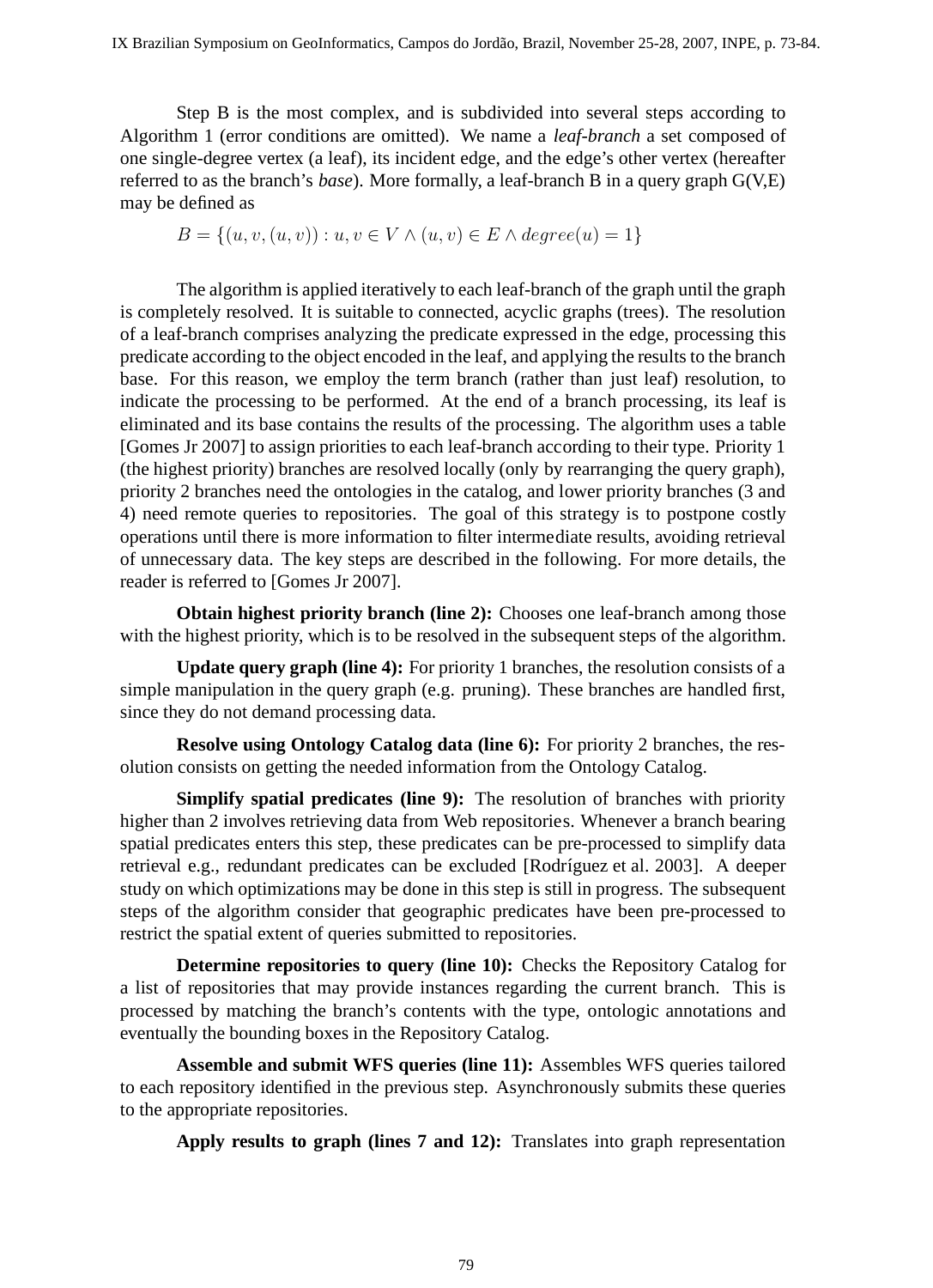Step B is the most complex, and is subdivided into several steps according to Algorithm 1 (error conditions are omitted). We name a *leaf-branch* a set composed of one single-degree vertex (a leaf), its incident edge, and the edge's other vertex (hereafter referred to as the branch's *base*). More formally, a leaf-branch B in a query graph G(V,E) may be defined as

$$B = \{(u, v, (u, v)) : u, v \in V \wedge (u, v) \in E \wedge degree(u) = 1\}$$

The algorithm is applied iteratively to each leaf-branch of the graph until the graph is completely resolved. It is suitable to connected, acyclic graphs (trees). The resolution of a leaf-branch comprises analyzing the predicate expressed in the edge, processing this predicate according to the object encoded in the leaf, and applying the results to the branch base. For this reason, we employ the term branch (rather than just leaf) resolution, to indicate the processing to be performed. At the end of a branch processing, its leaf is eliminated and its base contains the results of the processing. The algorithm uses a table [Gomes Jr 2007] to assign priorities to each leaf-branch according to their type. Priority 1 (the highest priority) branches are resolved locally (only by rearranging the query graph), priority 2 branches need the ontologies in the catalog, and lower priority branches (3 and 4) need remote queries to repositories. The goal of this strategy is to postpone costly operations until there is more information to filter intermediate results, avoiding retrieval of unnecessary data. The key steps are described in the following. For more details, the reader is referred to [Gomes Jr 2007].

**Obtain highest priority branch (line 2):** Chooses one leaf-branch among those with the highest priority, which is to be resolved in the subsequent steps of the algorithm.

**Update query graph (line 4):** For priority 1 branches, the resolution consists of a simple manipulation in the query graph (e.g. pruning). These branches are handled first, since they do not demand processing data.

**Resolve using Ontology Catalog data (line 6):** For priority 2 branches, the resolution consists on getting the needed information from the Ontology Catalog.

**Simplify spatial predicates (line 9):** The resolution of branches with priority higher than 2 involves retrieving data from Web repositories. Whenever a branch bearing spatial predicates enters this step, these predicates can be pre-processed to simplify data retrieval e.g., redundant predicates can be excluded [Rodríguez et al. 2003]. A deeper study on which optimizations may be done in this step is still in progress. The subsequent steps of the algorithm consider that geographic predicates have been pre-processed to restrict the spatial extent of queries submitted to repositories.

**Determine repositories to query (line 10):** Checks the Repository Catalog for a list of repositories that may provide instances regarding the current branch. This is processed by matching the branch's contents with the type, ontologic annotations and eventually the bounding boxes in the Repository Catalog.

**Assemble and submit WFS queries (line 11):** Assembles WFS queries tailored to each repository identified in the previous step. Asynchronously submits these queries to the appropriate repositories.

**Apply results to graph (lines 7 and 12):** Translates into graph representation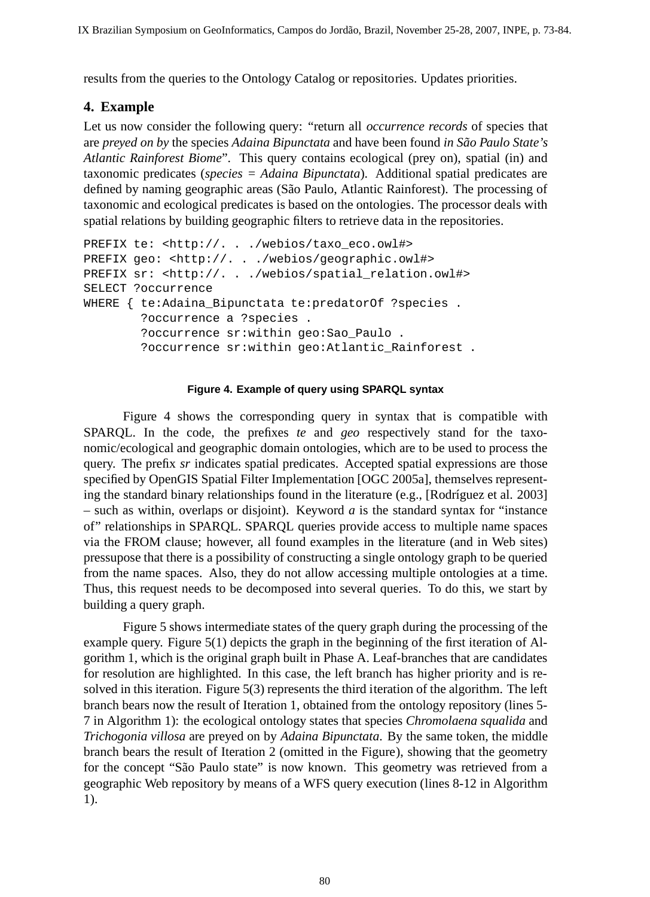results from the queries to the Ontology Catalog or repositories. Updates priorities.

## 4. Example

Let us now consider the following query: “return all *occurrence records* of species that are *preyed on by* the species *Adaina Bipunctata* and have been found *in São Paulo State’s Atlantic Rainforest Biome*”. This query contains ecological (prey on), spatial (in) and taxonomic predicates (*species* = *Adaina Bipunctata*). Additional spatial predicates are defined by naming geographic areas (São Paulo, Atlantic Rainforest). The processing of taxonomic and ecological predicates is based on the ontologies. The processor deals with spatial relations by building geographic filters to retrieve data in the repositories.

```
PREFIX te: <http://. . ./webios/taxo_eco.owl#>
PREFIX geo: <http://. . ./webios/geographic.owl#>
PREFIX sr: <http://. . ./webios/spatial_relation.owl#>
SELECT ?occurrence
WHERE { te:Adaina_Bipunctata te:predatorOf ?species .
        ?occurrence a ?species .
        ?occurrence sr:within geo:Sao_Paulo .
        ?occurrence sr:within geo:Atlantic_Rainforest .
```

**Figure 4. Example of query using SPARQL syntax**

Figure 4 shows the corresponding query in syntax that is compatible with SPARQL. In the code, the prefixes *te* and *geo* respectively stand for the taxonomic/ecological and geographic domain ontologies, which are to be used to process the query. The prefix *sr* indicates spatial predicates. Accepted spatial expressions are those specified by OpenGIS Spatial Filter Implementation [OGC 2005a], themselves representing the standard binary relationships found in the literature (e.g., [Rodríguez et al. 2003] – such as within, overlaps or disjoint). Keyword *a* is the standard syntax for “instance of” relationships in SPARQL. SPARQL queries provide access to multiple name spaces via the FROM clause; however, all found examples in the literature (and in Web sites) pressupose that there is a possibility of constructing a single ontology graph to be queried from the name spaces. Also, they do not allow accessing multiple ontologies at a time. Thus, this request needs to be decomposed into several queries. To do this, we start by building a query graph.

Figure 5 shows intermediate states of the query graph during the processing of the example query. Figure 5(1) depicts the graph in the beginning of the first iteration of Algorithm 1, which is the original graph built in Phase A. Leaf-branches that are candidates for resolution are highlighted. In this case, the left branch has higher priority and is resolved in this iteration. Figure 5(3) represents the third iteration of the algorithm. The left branch bears now the result of Iteration 1, obtained from the ontology repository (lines 5-7 in Algorithm 1): the ecological ontology states that species *Chromolaena squalida* and *Trichogonia villosa* are preyed on by *Adaina Bipunctata*. By the same token, the middle branch bears the result of Iteration 2 (omitted in the Figure), showing that the geometry for the concept “São Paulo state” is now known. This geometry was retrieved from a geographic Web repository by means of a WFS query execution (lines 8-12 in Algorithm 1).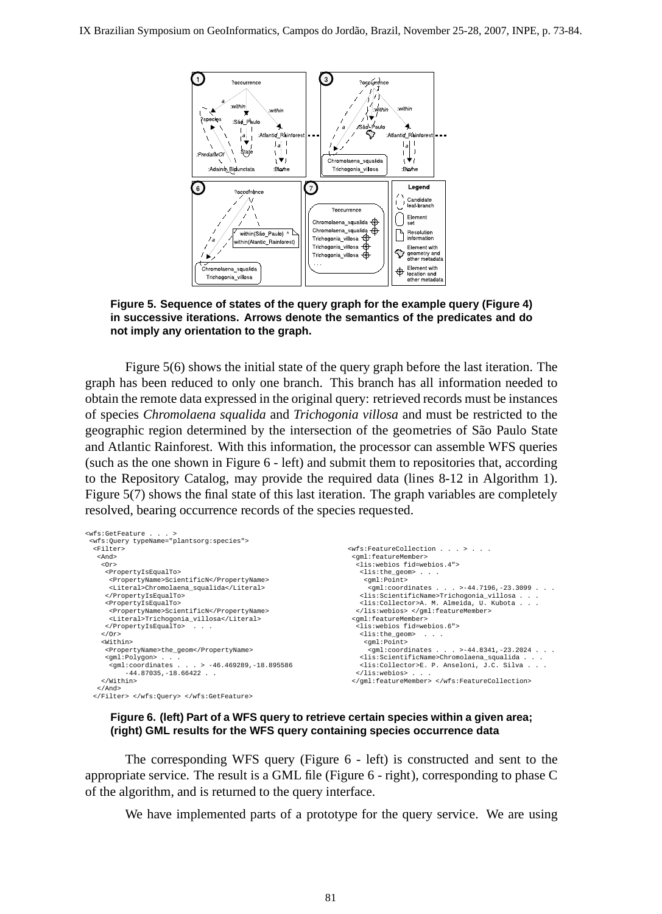**Figure 5. Sequence of states of the query graph for the example query (Figure 4) in successive iterations. Arrows denote the semantics of the predicates and do not imply any orientation to the graph.**

Figure 5(6) shows the initial state of the query graph before the last iteration. The graph has been reduced to only one branch. This branch has all information needed to obtain the remote data expressed in the original query: retrieved records must be instances of species *Chromolaena squalida* and *Trichogonia villosa* and must be restricted to the geographic region determined by the intersection of the geometries of São Paulo State and Atlantic Rainforest. With this information, the processor can assemble WFS queries (such as the one shown in Figure 6 - left) and submit them to repositories that, according to the Repository Catalog, may provide the required data (lines 8-12 in Algorithm 1). Figure 5(7) shows the final state of this last iteration. The graph variables are completely resolved, bearing occurrence records of the species requested.

```
<wfs:GetFeature . . . >
 <wfs:Query typeName="plantsorg:species">
  <Filter>
   <And>
    <Or>
     <PropertyIsEqualTo>
      <PropertyName>ScientificN</PropertyName>
      <Literal>Chromolaena_squalida</Literal>
     </PropertyIsEqualTo>
     <PropertyIsEqualTo>
      <PropertyName>ScientificN</PropertyName>
      <Literal>Trichogonia_villosa</Literal>
     </PropertyIsEqualTo>  . . .
    </Or>
    <Within>
     <PropertyName>the_geom</PropertyName>
     <gml:Polygon> . . .
      <gml:coordinates . . . > -46.469289,-18.895586
         -44.87035,-18.66422 . .
    </Within>
   </And>
  </Filter> </wfs:Query> </wfs:GetFeature>
```

```
<wfs:FeatureCollection . . . > . . .
 <gml:featureMember>
  <lis:webios fid=webios.4">
   <lis:the_geom> . . .
    <gml:Point>
     <gml:coordinates . . . >-44.7196,-23.3099 . . .
   <lis:ScientificName>Trichogonia_villosa . . .
   <lis:Collector>A. M. Almeida, U. Kubota . . .
  </lis:webios> </gml:featureMember>
 <gml:featureMember>
  <lis:webios fid=webios.6">
   <lis:the_geom>  . . .
    <gml:Point>
     <gml:coordinates . . . >-44.8341,-23.2024 . . .
   <lis:ScientificName>Chromolaena_squalida . . .
   <lis:Collector>E. P. Anseloni, J.C. Silva . . .
  </lis:webios> . . .
 </gml:featureMember> </wfs:FeatureCollection>
```

**Figure 6. (left) Part of a WFS query to retrieve certain species within a given area; (right) GML results for the WFS query containing species occurrence data**

The corresponding WFS query (Figure 6 - left) is constructed and sent to the appropriate service. The result is a GML file (Figure 6 - right), corresponding to phase C of the algorithm, and is returned to the query interface.

We have implemented parts of a prototype for the query service. We are using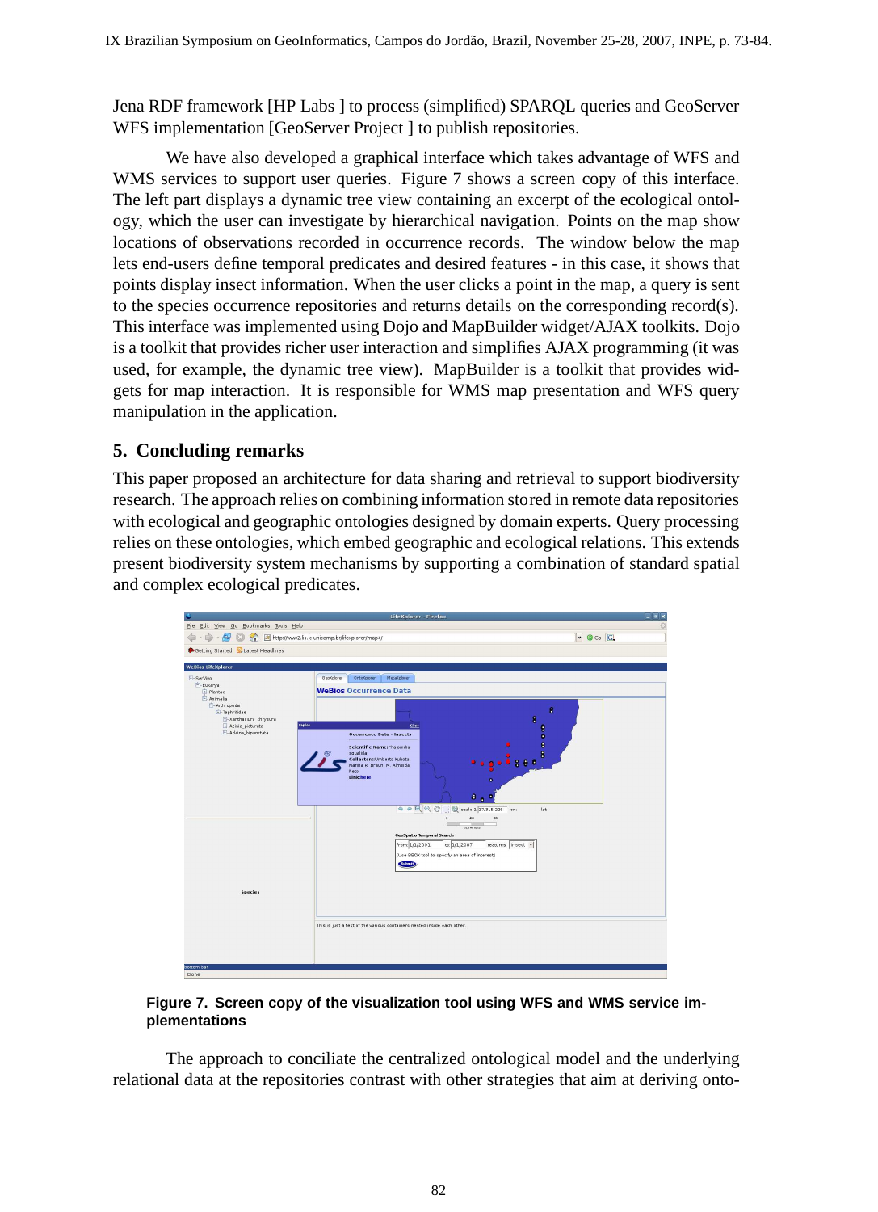Jena RDF framework [HP Labs ] to process (simplified) SPARQL queries and GeoServer WFS implementation [GeoServer Project ] to publish repositories.

We have also developed a graphical interface which takes advantage of WFS and WMS services to support user queries. Figure 7 shows a screen copy of this interface. The left part displays a dynamic tree view containing an excerpt of the ecological ontology, which the user can investigate by hierarchical navigation. Points on the map show locations of observations recorded in occurrence records. The window below the map lets end-users define temporal predicates and desired features - in this case, it shows that points display insect information. When the user clicks a point in the map, a query is sent to the species occurrence repositories and returns details on the corresponding record(s). This interface was implemented using Dojo and MapBuilder widget/AJAX toolkits. Dojo is a toolkit that provides richer user interaction and simplifies AJAX programming (it was used, for example, the dynamic tree view). MapBuilder is a toolkit that provides widgets for map interaction. It is responsible for WMS map presentation and WFS query manipulation in the application.

## 5. Concluding remarks

This paper proposed an architecture for data sharing and retrieval to support biodiversity research. The approach relies on combining information stored in remote data repositories with ecological and geographic ontologies designed by domain experts. Query processing relies on these ontologies, which embed geographic and ecological relations. This extends present biodiversity system mechanisms by supporting a combination of standard spatial and complex ecological predicates.

**Figure 7. Screen copy of the visualization tool using WFS and WMS service implementations**

The approach to conciliate the centralized ontological model and the underlying relational data at the repositories contrast with other strategies that aim at deriving onto-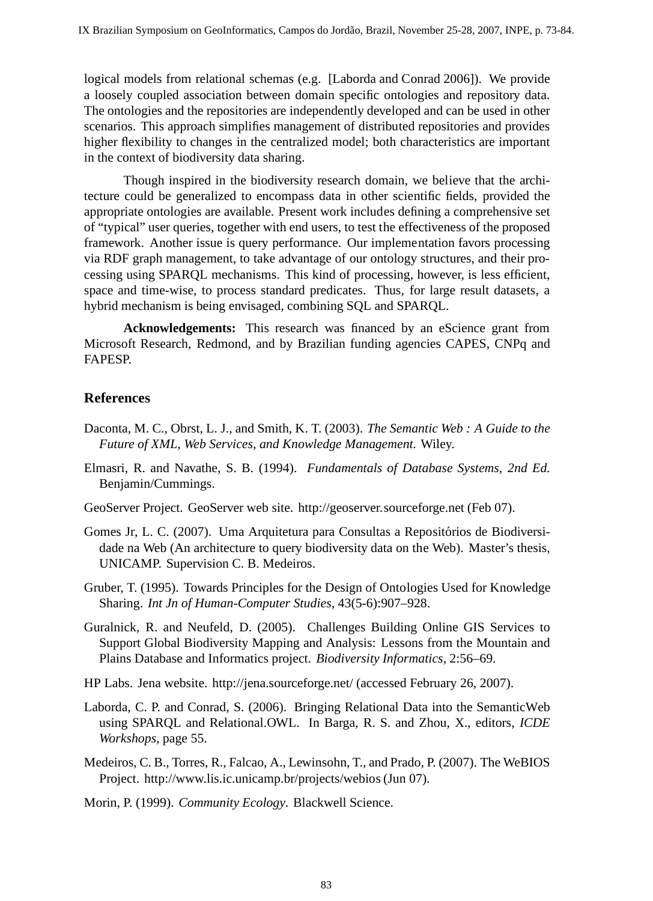logical models from relational schemas (e.g. [Laborda and Conrad 2006]). We provide a loosely coupled association between domain specific ontologies and repository data. The ontologies and the repositories are independently developed and can be used in other scenarios. This approach simplifies management of distributed repositories and provides higher flexibility to changes in the centralized model; both characteristics are important in the context of biodiversity data sharing.

Though inspired in the biodiversity research domain, we believe that the architecture could be generalized to encompass data in other scientific fields, provided the appropriate ontologies are available. Present work includes defining a comprehensive set of "typical" user queries, together with end users, to test the effectiveness of the proposed framework. Another issue is query performance. Our implementation favors processing via RDF graph management, to take advantage of our ontology structures, and their processing using SPARQL mechanisms. This kind of processing, however, is less efficient, space and time-wise, to process standard predicates. Thus, for large result datasets, a hybrid mechanism is being envisaged, combining SQL and SPARQL.

**Acknowledgements:** This research was financed by an eScience grant from Microsoft Research, Redmond, and by Brazilian funding agencies CAPES, CNPq and FAPESP.

## References

Daconta, M. C., Obrst, L. J., and Smith, K. T. (2003). *The Semantic Web : A Guide to the Future of XML, Web Services, and Knowledge Management.* Wiley.

Elmasri, R. and Navathe, S. B. (1994). *Fundamentals of Database Systems, 2nd Ed.* Benjamin/Cummings.

GeoServer Project. GeoServer web site. http://geoserver.sourceforge.net (Feb 07).

Gomes Jr, L. C. (2007). Uma Arquitetura para Consultas a Repositórios de Biodiversidade na Web (An architecture to query biodiversity data on the Web). Master's thesis, UNICAMP. Supervision C. B. Medeiros.

Gruber, T. (1995). Towards Principles for the Design of Ontologies Used for Knowledge Sharing. *Int Jn of Human-Computer Studies*, 43(5-6):907–928.

Guralnick, R. and Neufeld, D. (2005). Challenges Building Online GIS Services to Support Global Biodiversity Mapping and Analysis: Lessons from the Mountain and Plains Database and Informatics project. *Biodiversity Informatics*, 2:56–69.

HP Labs. Jena website. http://jena.sourceforge.net/ (accessed February 26, 2007).

Laborda, C. P. and Conrad, S. (2006). Bringing Relational Data into the SemanticWeb using SPARQL and Relational.OWL. In Barga, R. S. and Zhou, X., editors, *ICDE Workshops*, page 55.

Medeiros, C. B., Torres, R., Falcao, A., Lewinsohn, T., and Prado, P. (2007). The WeBIOS Project. http://www.lis.ic.unicamp.br/projects/webios (Jun 07).

Morin, P. (1999). *Community Ecology*. Blackwell Science.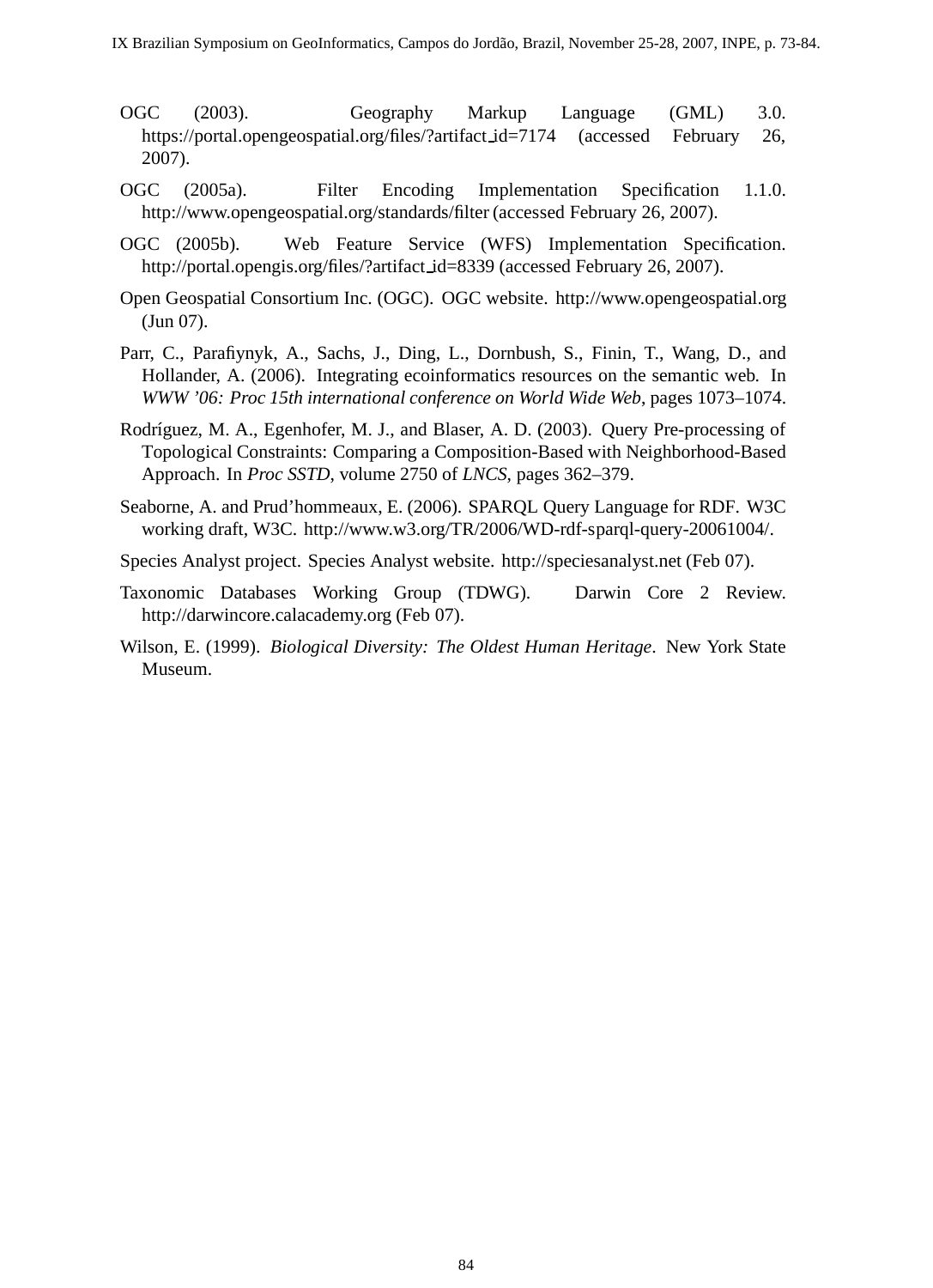OGC (2003). Geography Markup Language (GML) 3.0. https://portal.opengeospatial.org/files/?artifact_id=7174 (accessed February 26, 2007).

OGC (2005a). Filter Encoding Implementation Specification 1.1.0. http://www.opengeospatial.org/standards/filter (accessed February 26, 2007).

OGC (2005b). Web Feature Service (WFS) Implementation Specification. http://portal.opengis.org/files/?artifact_id=8339 (accessed February 26, 2007).

Open Geospatial Consortium Inc. (OGC). OGC website. http://www.opengeospatial.org (Jun 07).

Parr, C., Parafiynyk, A., Sachs, J., Ding, L., Dornbush, S., Finin, T., Wang, D., and Hollander, A. (2006). Integrating ecoinformatics resources on the semantic web. In *WWW '06: Proc 15th international conference on World Wide Web*, pages 1073–1074.

Rodríguez, M. A., Egenhofer, M. J., and Blaser, A. D. (2003). Query Pre-processing of Topological Constraints: Comparing a Composition-Based with Neighborhood-Based Approach. In *Proc SSTD*, volume 2750 of *LNCS*, pages 362–379.

Seaborne, A. and Prud'hommeaux, E. (2006). SPARQL Query Language for RDF. W3C working draft, W3C. http://www.w3.org/TR/2006/WD-rdf-sparql-query-20061004/.

Species Analyst project. Species Analyst website. http://speciesanalyst.net (Feb 07).

Taxonomic Databases Working Group (TDWG). Darwin Core 2 Review. http://darwincore.calacademy.org (Feb 07).

Wilson, E. (1999). *Biological Diversity: The Oldest Human Heritage*. New York State Museum.